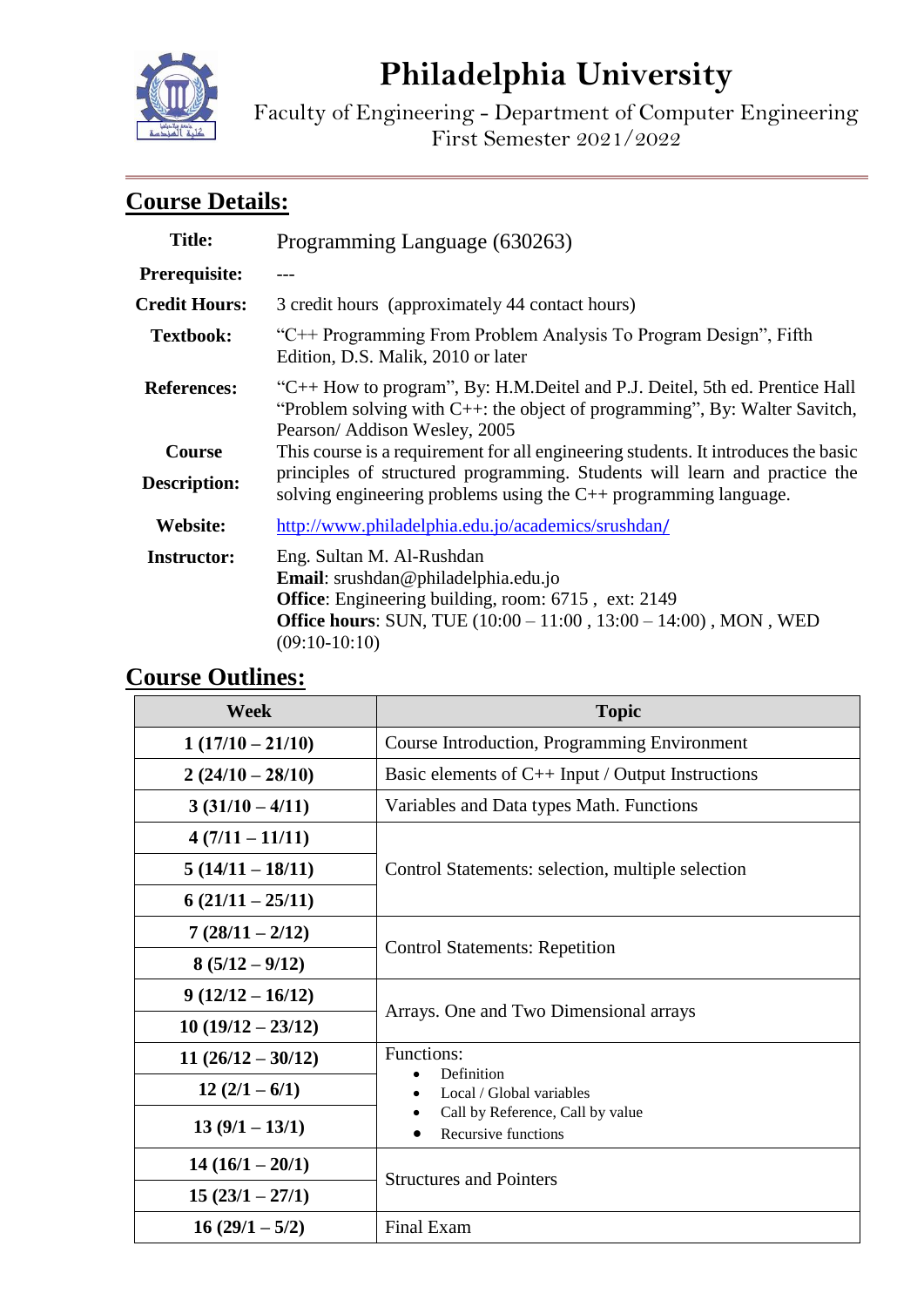# Philadelphia University

Faculty of Engineering - Department of Computer Engineering
First Semester 2021/2022

## Course Details:

| | |
|---|---|
| **Title:** | Programming Language (630263) |
| **Prerequisite:** | --- |
| **Credit Hours:** | 3 credit hours (approximately 44 contact hours) |
| **Textbook:** | "C++ Programming From Problem Analysis To Program Design", Fifth Edition, D.S. Malik, 2010 or later |
| **References:** | "C++ How to program", By: H.M.Deitel and P.J. Deitel, 5th ed. Prentice Hall "Problem solving with C++: the object of programming", By: Walter Savitch, Pearson/ Addison Wesley, 2005 |
| **Course Description:** | This course is a requirement for all engineering students. It introduces the basic principles of structured programming. Students will learn and practice the solving engineering problems using the C++ programming language. |
| **Website:** | http://www.philadelphia.edu.jo/academics/srushdan/ |
| **Instructor:** | Eng. Sultan M. Al-Rushdan<br>**Email**: srushdan@philadelphia.edu.jo<br>**Office**: Engineering building, room: 6715 , ext: 2149<br>**Office hours**: SUN, TUE (10:00 – 11:00 , 13:00 – 14:00) , MON , WED (09:10-10:10) |

## Course Outlines:

| Week | Topic |
|---|---|
| **1 (17/10 – 21/10)** | Course Introduction, Programming Environment |
| **2 (24/10 – 28/10)** | Basic elements of C++ Input / Output Instructions |
| **3 (31/10 – 4/11)** | Variables and Data types Math. Functions |
| **4 (7/11 – 11/11)** | Control Statements: selection, multiple selection |
| **5 (14/11 – 18/11)** | |
| **6 (21/11 – 25/11)** | |
| **7 (28/11 – 2/12)** | Control Statements: Repetition |
| **8 (5/12 – 9/12)** | |
| **9 (12/12 – 16/12)** | Arrays. One and Two Dimensional arrays |
| **10 (19/12 – 23/12)** | |
| **11 (26/12 – 30/12)** | Functions:<br>• Definition<br>• Local / Global variables<br>• Call by Reference, Call by value<br>• Recursive functions |
| **12 (2/1 – 6/1)** | |
| **13 (9/1 – 13/1)** | |
| **14 (16/1 – 20/1)** | Structures and Pointers |
| **15 (23/1 – 27/1)** | |
| **16 (29/1 – 5/2)** | Final Exam |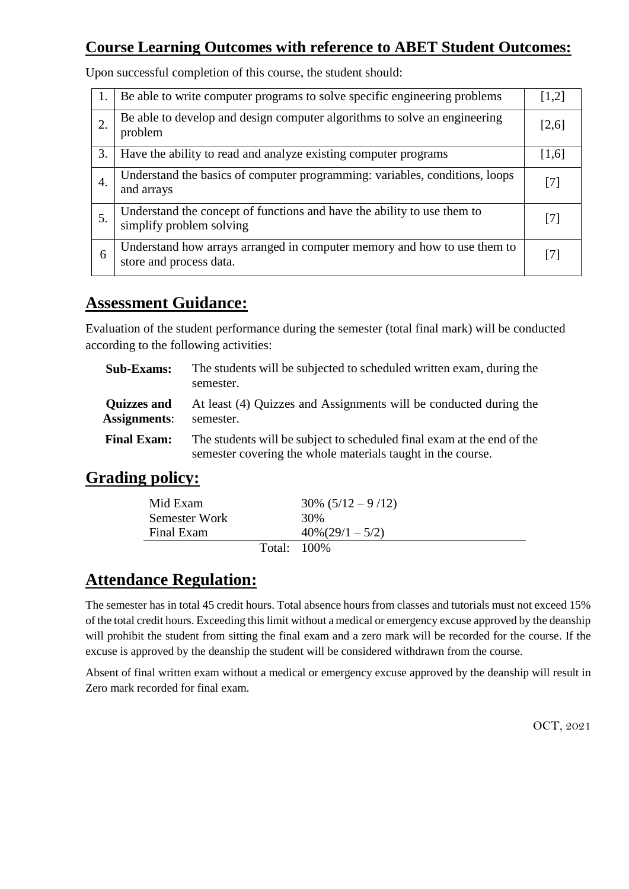## Course Learning Outcomes with reference to ABET Student Outcomes:

Upon successful completion of this course, the student should:

| | | |
|---|---|---|
| 1. | Be able to write computer programs to solve specific engineering problems | [1,2] |
| 2. | Be able to develop and design computer algorithms to solve an engineering problem | [2,6] |
| 3. | Have the ability to read and analyze existing computer programs | [1,6] |
| 4. | Understand the basics of computer programming: variables, conditions, loops and arrays | [7] |
| 5. | Understand the concept of functions and have the ability to use them to simplify problem solving | [7] |
| 6 | Understand how arrays arranged in computer memory and how to use them to store and process data. | [7] |

## Assessment Guidance:

Evaluation of the student performance during the semester (total final mark) will be conducted according to the following activities:

| | |
|---|---|
| **Sub-Exams:** | The students will be subjected to scheduled written exam, during the semester. |
| **Quizzes and Assignments**: | At least (4) Quizzes and Assignments will be conducted during the semester. |
| **Final Exam:** | The students will be subject to scheduled final exam at the end of the semester covering the whole materials taught in the course. |

## Grading policy:

| | |
|---|---|
| Mid Exam | 30% (5/12 – 9 /12) |
| Semester Work | 30% |
| Final Exam | 40%(29/1 – 5/2) |
| Total: | 100% |

## Attendance Regulation:

The semester has in total 45 credit hours. Total absence hours from classes and tutorials must not exceed 15% of the total credit hours. Exceeding this limit without a medical or emergency excuse approved by the deanship will prohibit the student from sitting the final exam and a zero mark will be recorded for the course. If the excuse is approved by the deanship the student will be considered withdrawn from the course.

Absent of final written exam without a medical or emergency excuse approved by the deanship will result in Zero mark recorded for final exam.

OCT, 2021